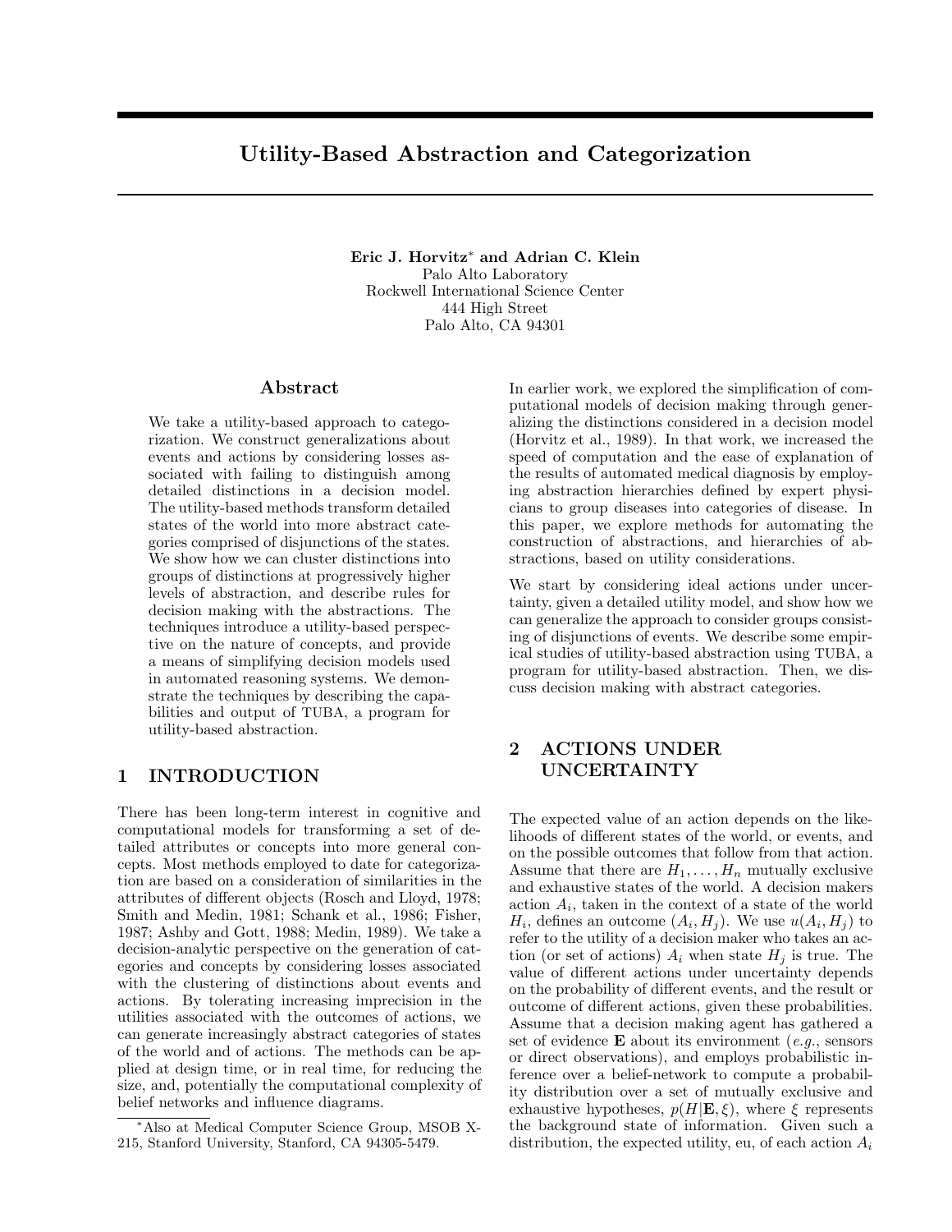# Utility-Based Abstraction and Categorization

**Eric J. Horvitz[*] and Adrian C. Klein**
Palo Alto Laboratory
Rockwell International Science Center
444 High Street
Palo Alto, CA 94301

## Abstract

We take a utility-based approach to categorization. We construct generalizations about events and actions by considering losses associated with failing to distinguish among detailed distinctions in a decision model. The utility-based methods transform detailed states of the world into more abstract categories comprised of disjunctions of the states. We show how we can cluster distinctions into groups of distinctions at progressively higher levels of abstraction, and describe rules for decision making with the abstractions. The techniques introduce a utility-based perspective on the nature of concepts, and provide a means of simplifying decision models used in automated reasoning systems. We demonstrate the techniques by describing the capabilities and output of TUBA, a program for utility-based abstraction.

## 1 INTRODUCTION

There has been long-term interest in cognitive and computational models for transforming a set of detailed attributes or concepts into more general concepts. Most methods employed to date for categorization are based on a consideration of similarities in the attributes of different objects (Rosch and Lloyd, 1978; Smith and Medin, 1981; Schank et al., 1986; Fisher, 1987; Ashby and Gott, 1988; Medin, 1989). We take a decision-analytic perspective on the generation of categories and concepts by considering losses associated with the clustering of distinctions about events and actions. By tolerating increasing imprecision in the utilities associated with the outcomes of actions, we can generate increasingly abstract categories of states of the world and of actions. The methods can be applied at design time, or in real time, for reducing the size, and, potentially the computational complexity of belief networks and influence diagrams.

[*] Also at Medical Computer Science Group, MSOB X-215, Stanford University, Stanford, CA 94305-5479.

In earlier work, we explored the simplification of computational models of decision making through generalizing the distinctions considered in a decision model (Horvitz et al., 1989). In that work, we increased the speed of computation and the ease of explanation of the results of automated medical diagnosis by employing abstraction hierarchies defined by expert physicians to group diseases into categories of disease. In this paper, we explore methods for automating the construction of abstractions, and hierarchies of abstractions, based on utility considerations.

We start by considering ideal actions under uncertainty, given a detailed utility model, and show how we can generalize the approach to consider groups consisting of disjunctions of events. We describe some empirical studies of utility-based abstraction using TUBA, a program for utility-based abstraction. Then, we discuss decision making with abstract categories.

## 2 ACTIONS UNDER UNCERTAINTY

The expected value of an action depends on the likelihoods of different states of the world, or events, and on the possible outcomes that follow from that action. Assume that there are $H_1, \ldots, H_n$ mutually exclusive and exhaustive states of the world. A decision makers action $A_i$, taken in the context of a state of the world $H_i$, defines an outcome $(A_i, H_j)$. We use $u(A_i, H_j)$ to refer to the utility of a decision maker who takes an action (or set of actions) $A_i$ when state $H_j$ is true. The value of different actions under uncertainty depends on the probability of different events, and the result or outcome of different actions, given these probabilities. Assume that a decision making agent has gathered a set of evidence $\mathbf{E}$ about its environment (*e.g.*, sensors or direct observations), and employs probabilistic inference over a belief-network to compute a probability distribution over a set of mutually exclusive and exhaustive hypotheses, $p(H|\mathbf{E}, \xi)$, where $\xi$ represents the background state of information. Given such a distribution, the expected utility, eu, of each action $A_i$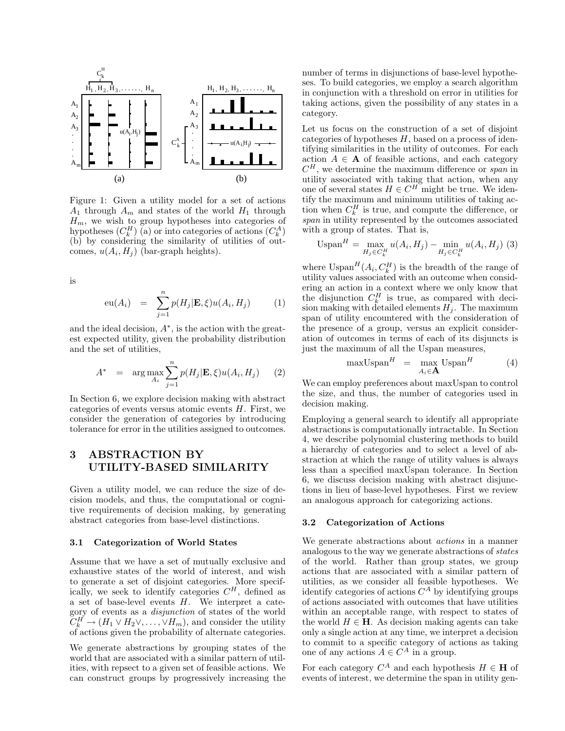Figure 1: Given a utility model for a set of actions $A_1$ through $A_m$ and states of the world $H_1$ through $H_m$, we wish to group hypotheses into categories of hypotheses ($C_k^H$) (a) or into categories of actions ($C_k^A$) (b) by considering the similarity of utilities of outcomes, $u(A_i, H_j)$ (bar-graph heights).

is

$$\text{eu}(A_i) = \sum_{j=1}^{n} p(H_j|\mathbf{E}, \xi) u(A_i, H_j) \quad (1)$$

and the ideal decision, $A^*$, is the action with the greatest expected utility, given the probability distribution and the set of utilities,

$$A^* = \arg\max_{A_i} \sum_{j=1}^{n} p(H_j|\mathbf{E}, \xi) u(A_i, H_j) \quad (2)$$

In Section 6, we explore decision making with abstract categories of events versus atomic events $H$. First, we consider the generation of categories by introducing tolerance for error in the utilities assigned to outcomes.

# 3 ABSTRACTION BY UTILITY-BASED SIMILARITY

Given a utility model, we can reduce the size of decision models, and thus, the computational or cognitive requirements of decision making, by generating abstract categories from base-level distinctions.

## 3.1 Categorization of World States

Assume that we have a set of mutually exclusive and exhaustive states of the world of interest, and wish to generate a set of disjoint categories. More specifically, we seek to identify categories $C^H$, defined as a set of base-level events $H$. We interpret a category of events as a *disjunction* of states of the world $C_k^H \rightarrow (H_1 \vee H_2 \vee, \ldots, \vee H_m)$, and consider the utility of actions given the probability of alternate categories.

We generate abstractions by grouping states of the world that are associated with a similar pattern of utilities, with repsect to a given set of feasible actions. We can construct groups by progressively increasing the number of terms in disjunctions of base-level hypotheses. To build categories, we employ a search algorithm in conjunction with a threshold on error in utilities for taking actions, given the possibility of any states in a category.

Let us focus on the construction of a set of disjoint categories of hypotheses $H$, based on a process of identifying similarities in the utility of outcomes. For each action $A \in \mathbf{A}$ of feasible actions, and each category $C^H$, we determine the maximum difference or *span* in utility associated with taking that action, when any one of several states $H \in C^H$ might be true. We identify the maximum and minimum utilities of taking action when $C_k^H$ is true, and compute the difference, or *span* in utility represented by the outcomes associated with a group of states. That is,

$$\text{Uspan}^H = \max_{H_j \in C_k^H} u(A_i, H_j) - \min_{H_j \in C_k^H} u(A_i, H_j) \quad (3)$$

where $\text{Uspan}^H(A_i, C_k^H)$ is the breadth of the range of utility values associated with an outcome when considering an action in a context where we only know that the disjunction $C_k^H$ is true, as compared with decision making with detailed elements $H_j$. The maximum span of utility encountered with the consideration of the presence of a group, versus an explicit consideration of outcomes in terms of each of its disjuncts is just the maximum of all the Uspan measures,

$$\text{maxUspan}^H = \max_{A_i \in \mathbf{A}} \text{Uspan}^H \quad (4)$$

We can employ preferences about maxUspan to control the size, and thus, the number of categories used in decision making.

Employing a general search to identify all appropriate abstractions is computationally intractable. In Section 4, we describe polynomial clustering methods to build a hierarchy of categories and to select a level of abstraction at which the range of utility values is always less than a specified maxUspan tolerance. In Section 6, we discuss decision making with abstract disjunctions in lieu of base-level hypotheses. First we review an analogous approach for categorizing actions.

## 3.2 Categorization of Actions

We generate abstractions about *actions* in a manner analogous to the way we generate abstractions of *states* of the world. Rather than group states, we group actions that are associated with a similar pattern of utilities, as we consider all feasible hypotheses. We identify categories of actions $C^A$ by identifying groups of actions associated with outcomes that have utilities within an acceptable range, with respect to states of the world $H \in \mathbf{H}$. As decision making agents can take only a single action at any time, we interpret a decision to commit to a specific category of actions as taking one of any actions $A \in C^A$ in a group.

For each category $C^A$ and each hypothesis $H \in \mathbf{H}$ of events of interest, we determine the span in utility gen-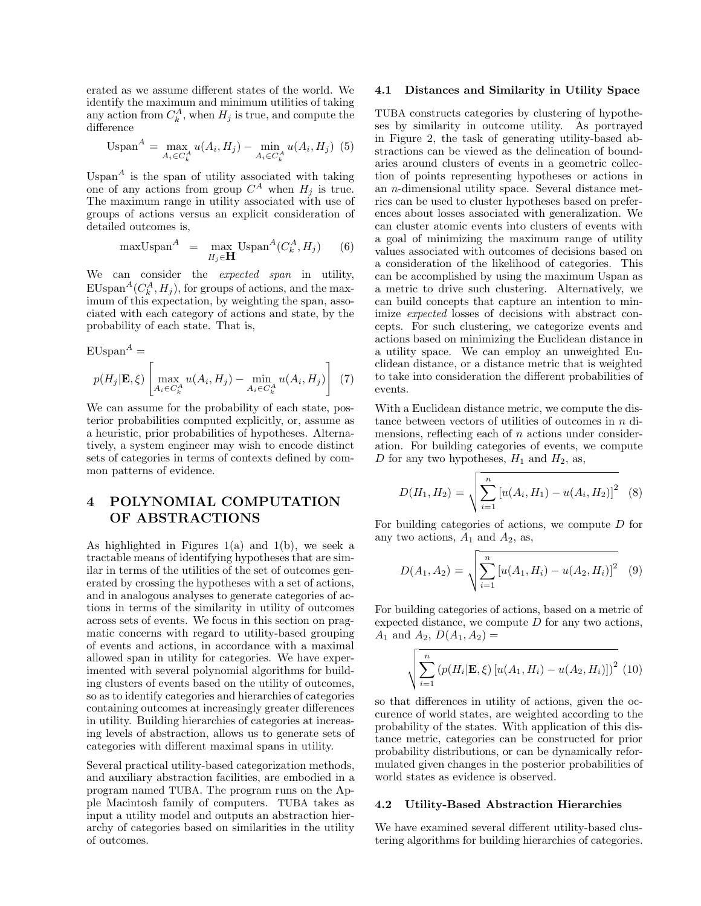erated as we assume different states of the world. We identify the maximum and minimum utilities of taking any action from $C_k^A$, when $H_j$ is true, and compute the difference

$$\text{Uspan}^A = \max_{A_i \in C_k^A} u(A_i, H_j) - \min_{A_i \in C_k^A} u(A_i, H_j) \quad (5)$$

$\text{Uspan}^A$ is the span of utility associated with taking one of any actions from group $C^A$ when $H_j$ is true. The maximum range in utility associated with use of groups of actions versus an explicit consideration of detailed outcomes is,

$$\text{maxUspan}^A = \max_{H_j \in \mathbf{H}} \text{Uspan}^A(C_k^A, H_j) \quad (6)$$

We can consider the *expected span* in utility, $\text{EUspan}^A(C_k^A, H_j)$, for groups of actions, and the maximum of this expectation, by weighting the span, associated with each category of actions and state, by the probability of each state. That is,

$$\text{EUspan}^A =$$

$$p(H_j|\mathbf{E}, \xi) \left[ \max_{A_i \in C_k^A} u(A_i, H_j) - \min_{A_i \in C_k^A} u(A_i, H_j) \right] \quad (7)$$

We can assume for the probability of each state, posterior probabilities computed explicitly, or, assume as a heuristic, prior probabilities of hypotheses. Alternatively, a system engineer may wish to encode distinct sets of categories in terms of contexts defined by common patterns of evidence.

# 4 POLYNOMIAL COMPUTATION OF ABSTRACTIONS

As highlighted in Figures 1(a) and 1(b), we seek a tractable means of identifying hypotheses that are similar in terms of the utilities of the set of outcomes generated by crossing the hypotheses with a set of actions, and in analogous analyses to generate categories of actions in terms of the similarity in utility of outcomes across sets of events. We focus in this section on pragmatic concerns with regard to utility-based grouping of events and actions, in accordance with a maximal allowed span in utility for categories. We have experimented with several polynomial algorithms for building clusters of events based on the utility of outcomes, so as to identify categories and hierarchies of categories containing outcomes at increasingly greater differences in utility. Building hierarchies of categories at increasing levels of abstraction, allows us to generate sets of categories with different maximal spans in utility.

Several practical utility-based categorization methods, and auxiliary abstraction facilities, are embodied in a program named TUBA. The program runs on the Apple Macintosh family of computers. TUBA takes as input a utility model and outputs an abstraction hierarchy of categories based on similarities in the utility of outcomes.

## 4.1 Distances and Similarity in Utility Space

TUBA constructs categories by clustering of hypotheses by similarity in outcome utility. As portrayed in Figure 2, the task of generating utility-based abstractions can be viewed as the delineation of boundaries around clusters of events in a geometric collection of points representing hypotheses or actions in an $n$-dimensional utility space. Several distance metrics can be used to cluster hypotheses based on preferences about losses associated with generalization. We can cluster atomic events into clusters of events with a goal of minimizing the maximum range of utility values associated with outcomes of decisions based on a consideration of the likelihood of categories. This can be accomplished by using the maximum Uspan as a metric to drive such clustering. Alternatively, we can build concepts that capture an intention to minimize *expected* losses of decisions with abstract concepts. For such clustering, we categorize events and actions based on minimizing the Euclidean distance in a utility space. We can employ an unweighted Euclidean distance, or a distance metric that is weighted to take into consideration the different probabilities of events.

With a Euclidean distance metric, we compute the distance between vectors of utilities of outcomes in $n$ dimensions, reflecting each of $n$ actions under consideration. For building categories of events, we compute $D$ for any two hypotheses, $H_1$ and $H_2$, as,

$$D(H_1, H_2) = \sqrt{\sum_{i=1}^{n} \left[ u(A_i, H_1) - u(A_i, H_2) \right]^2} \quad (8)$$

For building categories of actions, we compute $D$ for any two actions, $A_1$ and $A_2$, as,

$$D(A_1, A_2) = \sqrt{\sum_{i=1}^{n} \left[ u(A_1, H_i) - u(A_2, H_i) \right]^2} \quad (9)$$

For building categories of actions, based on a metric of expected distance, we compute $D$ for any two actions, $A_1$ and $A_2$, $D(A_1, A_2) =$

$$\sqrt{\sum_{i=1}^{n} \left( p(H_i|\mathbf{E}, \xi) \left[ u(A_1, H_i) - u(A_2, H_i) \right] \right)^2} \quad (10)$$

so that differences in utility of actions, given the occurence of world states, are weighted according to the probability of the states. With application of this distance metric, categories can be constructed for prior probability distributions, or can be dynamically reformulated given changes in the posterior probabilities of world states as evidence is observed.

## 4.2 Utility-Based Abstraction Hierarchies

We have examined several different utility-based clustering algorithms for building hierarchies of categories.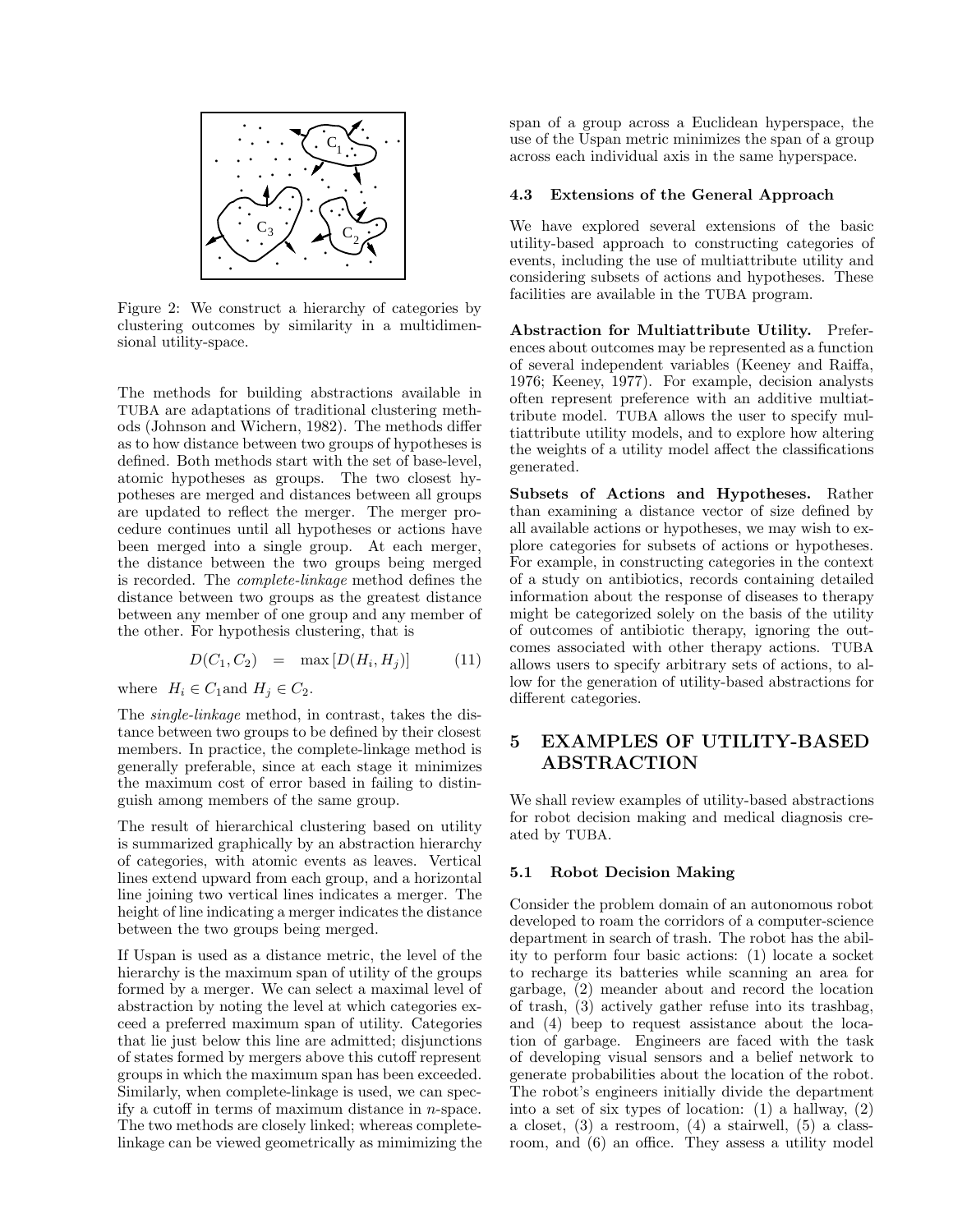Figure 2: We construct a hierarchy of categories by clustering outcomes by similarity in a multidimensional utility-space.

The methods for building abstractions available in TUBA are adaptations of traditional clustering methods (Johnson and Wichern, 1982). The methods differ as to how distance between two groups of hypotheses is defined. Both methods start with the set of base-level, atomic hypotheses as groups. The two closest hypotheses are merged and distances between all groups are updated to reflect the merger. The merger procedure continues until all hypotheses or actions have been merged into a single group. At each merger, the distance between the two groups being merged is recorded. The *complete-linkage* method defines the distance between two groups as the greatest distance between any member of one group and any member of the other. For hypothesis clustering, that is

$$D(C_1, C_2) \quad = \quad \max\left[D(H_i, H_j)\right] \qquad (11)$$

where $H_i \in C_1$ and $H_j \in C_2$.

The *single-linkage* method, in contrast, takes the distance between two groups to be defined by their closest members. In practice, the complete-linkage method is generally preferable, since at each stage it minimizes the maximum cost of error based in failing to distinguish among members of the same group.

The result of hierarchical clustering based on utility is summarized graphically by an abstraction hierarchy of categories, with atomic events as leaves. Vertical lines extend upward from each group, and a horizontal line joining two vertical lines indicates a merger. The height of line indicating a merger indicates the distance between the two groups being merged.

If Uspan is used as a distance metric, the level of the hierarchy is the maximum span of utility of the groups formed by a merger. We can select a maximal level of abstraction by noting the level at which categories exceed a preferred maximum span of utility. Categories that lie just below this line are admitted; disjunctions of states formed by mergers above this cutoff represent groups in which the maximum span has been exceeded. Similarly, when complete-linkage is used, we can specify a cutoff in terms of maximum distance in $n$-space. The two methods are closely linked; whereas complete-linkage can be viewed geometrically as mimimizing the span of a group across a Euclidean hyperspace, the use of the Uspan metric minimizes the span of a group across each individual axis in the same hyperspace.

### 4.3 Extensions of the General Approach

We have explored several extensions of the basic utility-based approach to constructing categories of events, including the use of multiattribute utility and considering subsets of actions and hypotheses. These facilities are available in the TUBA program.

**Abstraction for Multiattribute Utility.** Preferences about outcomes may be represented as a function of several independent variables (Keeney and Raiffa, 1976; Keeney, 1977). For example, decision analysts often represent preference with an additive multiattribute model. TUBA allows the user to specify multiattribute utility models, and to explore how altering the weights of a utility model affect the classifications generated.

**Subsets of Actions and Hypotheses.** Rather than examining a distance vector of size defined by all available actions or hypotheses, we may wish to explore categories for subsets of actions or hypotheses. For example, in constructing categories in the context of a study on antibiotics, records containing detailed information about the response of diseases to therapy might be categorized solely on the basis of the utility of outcomes of antibiotic therapy, ignoring the outcomes associated with other therapy actions. TUBA allows users to specify arbitrary sets of actions, to allow for the generation of utility-based abstractions for different categories.

## 5 EXAMPLES OF UTILITY-BASED ABSTRACTION

We shall review examples of utility-based abstractions for robot decision making and medical diagnosis created by TUBA.

### 5.1 Robot Decision Making

Consider the problem domain of an autonomous robot developed to roam the corridors of a computer-science department in search of trash. The robot has the ability to perform four basic actions: (1) locate a socket to recharge its batteries while scanning an area for garbage, (2) meander about and record the location of trash, (3) actively gather refuse into its trashbag, and (4) beep to request assistance about the location of garbage. Engineers are faced with the task of developing visual sensors and a belief network to generate probabilities about the location of the robot. The robot's engineers initially divide the department into a set of six types of location: (1) a hallway, (2) a closet, (3) a restroom, (4) a stairwell, (5) a classroom, and (6) an office. They assess a utility model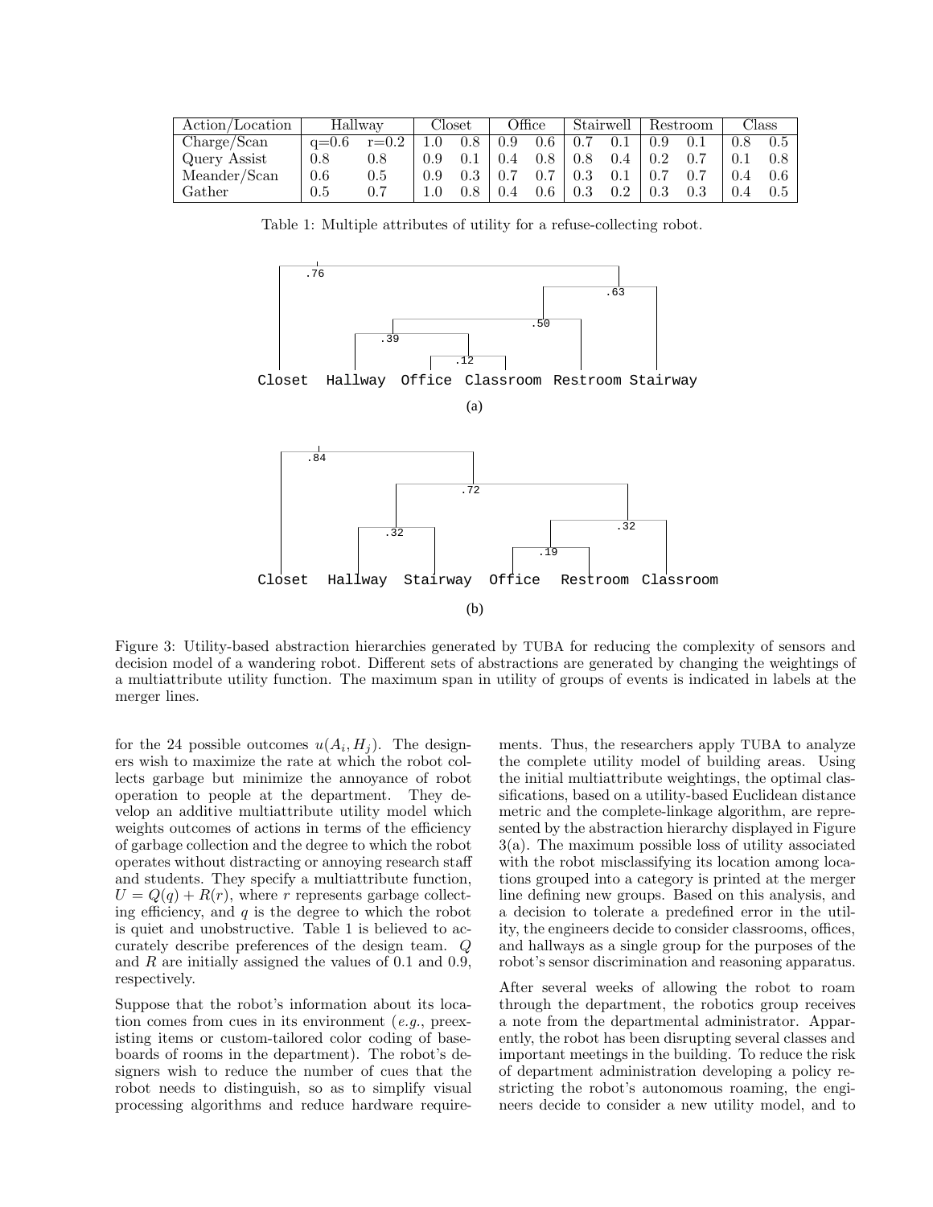| Action/Location | Hallway | | Closet | | Office | | Stairwell | | Restroom | | Class | |
|---|---|---|---|---|---|---|---|---|---|---|---|---|
| Charge/Scan | q=0.6 | r=0.2 | 1.0 | 0.8 | 0.9 | 0.6 | 0.7 | 0.1 | 0.9 | 0.1 | 0.8 | 0.5 |
| Query Assist | 0.8 | 0.8 | 0.9 | 0.1 | 0.4 | 0.8 | 0.8 | 0.4 | 0.2 | 0.7 | 0.1 | 0.8 |
| Meander/Scan | 0.6 | 0.5 | 0.9 | 0.3 | 0.7 | 0.7 | 0.3 | 0.1 | 0.7 | 0.7 | 0.4 | 0.6 |
| Gather | 0.5 | 0.7 | 1.0 | 0.8 | 0.4 | 0.6 | 0.3 | 0.2 | 0.3 | 0.3 | 0.4 | 0.5 |

Table 1: Multiple attributes of utility for a refuse-collecting robot.

Figure 3: Utility-based abstraction hierarchies generated by TUBA for reducing the complexity of sensors and decision model of a wandering robot. Different sets of abstractions are generated by changing the weightings of a multiattribute utility function. The maximum span in utility of groups of events is indicated in labels at the merger lines.

for the 24 possible outcomes $u(A_i, H_j)$. The designers wish to maximize the rate at which the robot collects garbage but minimize the annoyance of robot operation to people at the department. They develop an additive multiattribute utility model which weights outcomes of actions in terms of the efficiency of garbage collection and the degree to which the robot operates without distracting or annoying research staff and students. They specify a multiattribute function, $U = Q(q) + R(r)$, where $r$ represents garbage collecting efficiency, and $q$ is the degree to which the robot is quiet and unobstructive. Table 1 is believed to accurately describe preferences of the design team. $Q$ and $R$ are initially assigned the values of 0.1 and 0.9, respectively.

Suppose that the robot's information about its location comes from cues in its environment (*e.g.*, preexisting items or custom-tailored color coding of baseboards of rooms in the department). The robot's designers wish to reduce the number of cues that the robot needs to distinguish, so as to simplify visual processing algorithms and reduce hardware requirements. Thus, the researchers apply TUBA to analyze the complete utility model of building areas. Using the initial multiattribute weightings, the optimal classifications, based on a utility-based Euclidean distance metric and the complete-linkage algorithm, are represented by the abstraction hierarchy displayed in Figure 3(a). The maximum possible loss of utility associated with the robot misclassifying its location among locations grouped into a category is printed at the merger line defining new groups. Based on this analysis, and a decision to tolerate a predefined error in the utility, the engineers decide to consider classrooms, offices, and hallways as a single group for the purposes of the robot's sensor discrimination and reasoning apparatus.

After several weeks of allowing the robot to roam through the department, the robotics group receives a note from the departmental administrator. Apparently, the robot has been disrupting several classes and important meetings in the building. To reduce the risk of department administration developing a policy restricting the robot's autonomous roaming, the engineers decide to consider a new utility model, and to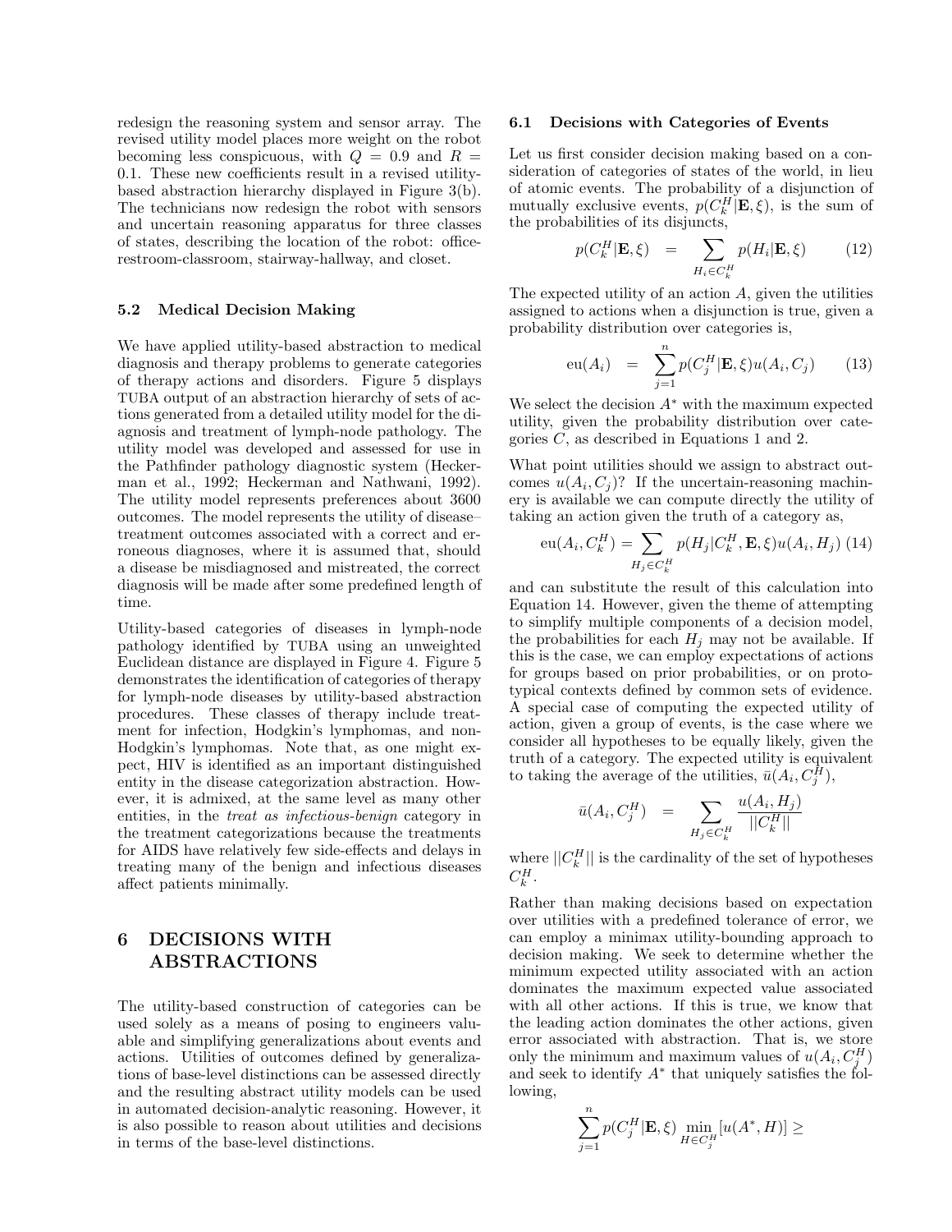redesign the reasoning system and sensor array. The revised utility model places more weight on the robot becoming less conspicuous, with $Q = 0.9$ and $R = 0.1$. These new coefficients result in a revised utility-based abstraction hierarchy displayed in Figure 3(b). The technicians now redesign the robot with sensors and uncertain reasoning apparatus for three classes of states, describing the location of the robot: office-restroom-classroom, stairway-hallway, and closet.

### 5.2 Medical Decision Making

We have applied utility-based abstraction to medical diagnosis and therapy problems to generate categories of therapy actions and disorders. Figure 5 displays TUBA output of an abstraction hierarchy of sets of actions generated from a detailed utility model for the diagnosis and treatment of lymph-node pathology. The utility model was developed and assessed for use in the Pathfinder pathology diagnostic system (Heckerman et al., 1992; Heckerman and Nathwani, 1992). The utility model represents preferences about 3600 outcomes. The model represents the utility of disease–treatment outcomes associated with a correct and erroneous diagnoses, where it is assumed that, should a disease be misdiagnosed and mistreated, the correct diagnosis will be made after some predefined length of time.

Utility-based categories of diseases in lymph-node pathology identified by TUBA using an unweighted Euclidean distance are displayed in Figure 4. Figure 5 demonstrates the identification of categories of therapy for lymph-node diseases by utility-based abstraction procedures. These classes of therapy include treatment for infection, Hodgkin's lymphomas, and non-Hodgkin's lymphomas. Note that, as one might expect, HIV is identified as an important distinguished entity in the disease categorization abstraction. However, it is admixed, at the same level as many other entities, in the *treat as infectious-benign* category in the treatment categorizations because the treatments for AIDS have relatively few side-effects and delays in treating many of the benign and infectious diseases affect patients minimally.

## 6 DECISIONS WITH ABSTRACTIONS

The utility-based construction of categories can be used solely as a means of posing to engineers valuable and simplifying generalizations about events and actions. Utilities of outcomes defined by generalizations of base-level distinctions can be assessed directly and the resulting abstract utility models can be used in automated decision-analytic reasoning. However, it is also possible to reason about utilities and decisions in terms of the base-level distinctions.

### 6.1 Decisions with Categories of Events

Let us first consider decision making based on a consideration of categories of states of the world, in lieu of atomic events. The probability of a disjunction of mutually exclusive events, $p(C_k^H|\mathbf{E},\xi)$, is the sum of the probabilities of its disjuncts,

$$p(C_k^H|\mathbf{E},\xi) \quad = \quad \sum_{H_i \in C_k^H} p(H_i|\mathbf{E},\xi) \qquad (12)$$

The expected utility of an action $A$, given the utilities assigned to actions when a disjunction is true, given a probability distribution over categories is,

$$\mathrm{eu}(A_i) \quad = \quad \sum_{j=1}^{n} p(C_j^H|\mathbf{E},\xi) u(A_i, C_j) \qquad (13)$$

We select the decision $A^*$ with the maximum expected utility, given the probability distribution over categories $C$, as described in Equations 1 and 2.

What point utilities should we assign to abstract outcomes $u(A_i, C_j)$? If the uncertain-reasoning machinery is available we can compute directly the utility of taking an action given the truth of a category as,

$$\mathrm{eu}(A_i, C_k^H) = \sum_{H_j \in C_k^H} p(H_j|C_k^H, \mathbf{E}, \xi) u(A_i, H_j) \quad (14)$$

and can substitute the result of this calculation into Equation 14. However, given the theme of attempting to simplify multiple components of a decision model, the probabilities for each $H_j$ may not be available. If this is the case, we can employ expectations of actions for groups based on prior probabilities, or on prototypical contexts defined by common sets of evidence. A special case of computing the expected utility of action, given a group of events, is the case where we consider all hypotheses to be equally likely, given the truth of a category. The expected utility is equivalent to taking the average of the utilities, $\bar{u}(A_i, C_j^H)$,

$$\bar{u}(A_i, C_j^H) \quad = \quad \sum_{H_j \in C_k^H} \frac{u(A_i, H_j)}{||C_k^H||}$$

where $||C_k^H||$ is the cardinality of the set of hypotheses $C_k^H$.

Rather than making decisions based on expectation over utilities with a predefined tolerance of error, we can employ a minimax utility-bounding approach to decision making. We seek to determine whether the minimum expected utility associated with an action dominates the maximum expected value associated with all other actions. If this is true, we know that the leading action dominates the other actions, given error associated with abstraction. That is, we store only the minimum and maximum values of $u(A_i, C_j^H)$ and seek to identify $A^*$ that uniquely satisfies the following,

$$\sum_{j=1}^{n} p(C_j^H|\mathbf{E},\xi) \min_{H \in C_j^H} [u(A^*, H)] \geq$$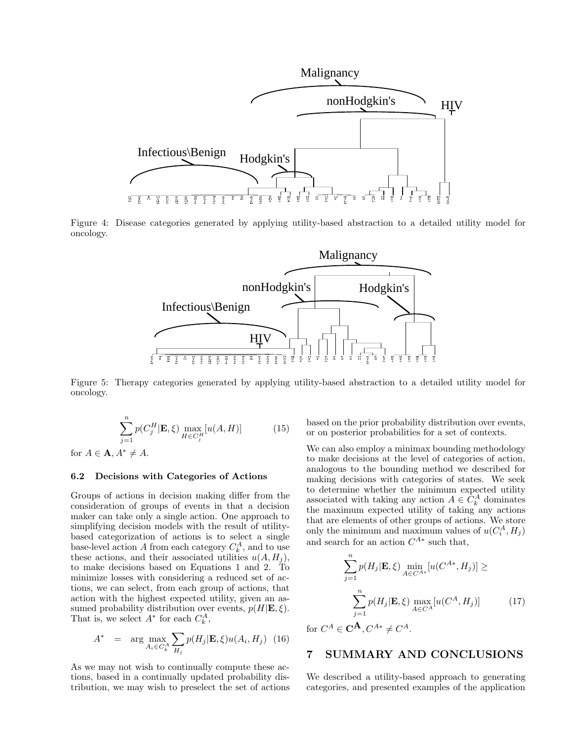Figure 4: Disease categories generated by applying utility-based abstraction to a detailed utility model for oncology.

Figure 5: Therapy categories generated by applying utility-based abstraction to a detailed utility model for oncology.

$$\sum_{j=1}^{n} p(C_j^H|\mathbf{E}, \xi) \max_{H \in C_j^H} [u(A, H)] \quad (15)$$

for $A \in \mathbf{A}, A^* \neq A$.

### 6.2 Decisions with Categories of Actions

Groups of actions in decision making differ from the consideration of groups of events in that a decision maker can take only a single action. One approach to simplifying decision models with the result of utility-based categorization of actions is to select a single base-level action $A$ from each category $C_k^A$, and to use these actions, and their associated utilities $u(A, H_j)$, to make decisions based on Equations 1 and 2. To minimize losses with considering a reduced set of actions, we can select, from each group of actions, that action with the highest expected utility, given an assumed probability distribution over events, $p(H|\mathbf{E}, \xi)$. That is, we select $A^*$ for each $C_k^A$,

$$A^* = \arg \max_{A_i \in C_k^A} \sum_{H_j} p(H_j|\mathbf{E}, \xi) u(A_i, H_j) \quad (16)$$

As we may not wish to continually compute these actions, based in a continually updated probability distribution, we may wish to preselect the set of actions based on the prior probability distribution over events, or on posterior probabilities for a set of contexts.

We can also employ a minimax bounding methodology to make decisions at the level of categories of action, analogous to the bounding method we described for making decisions with categories of states. We seek to determine whether the minimum expected utility associated with taking any action $A \in C_k^A$ dominates the maximum expected utility of taking any actions that are elements of other groups of actions. We store only the minimum and maximum values of $u(C_i^A, H_j)$ and search for an action $C^{A*}$ such that,

$$\sum_{j=1}^{n} p(H_j|\mathbf{E}, \xi) \min_{A \in C^{A*}} [u(C^{A*}, H_j)] \geq$$

$$\sum_{j=1}^{n} p(H_j|\mathbf{E}, \xi) \max_{A \in C^A} [u(C^A, H_j)] \quad (17)$$

for $C^A \in \mathbf{C^A}, C^{A*} \neq C^A$.

## 7 SUMMARY AND CONCLUSIONS

We described a utility-based approach to generating categories, and presented examples of the application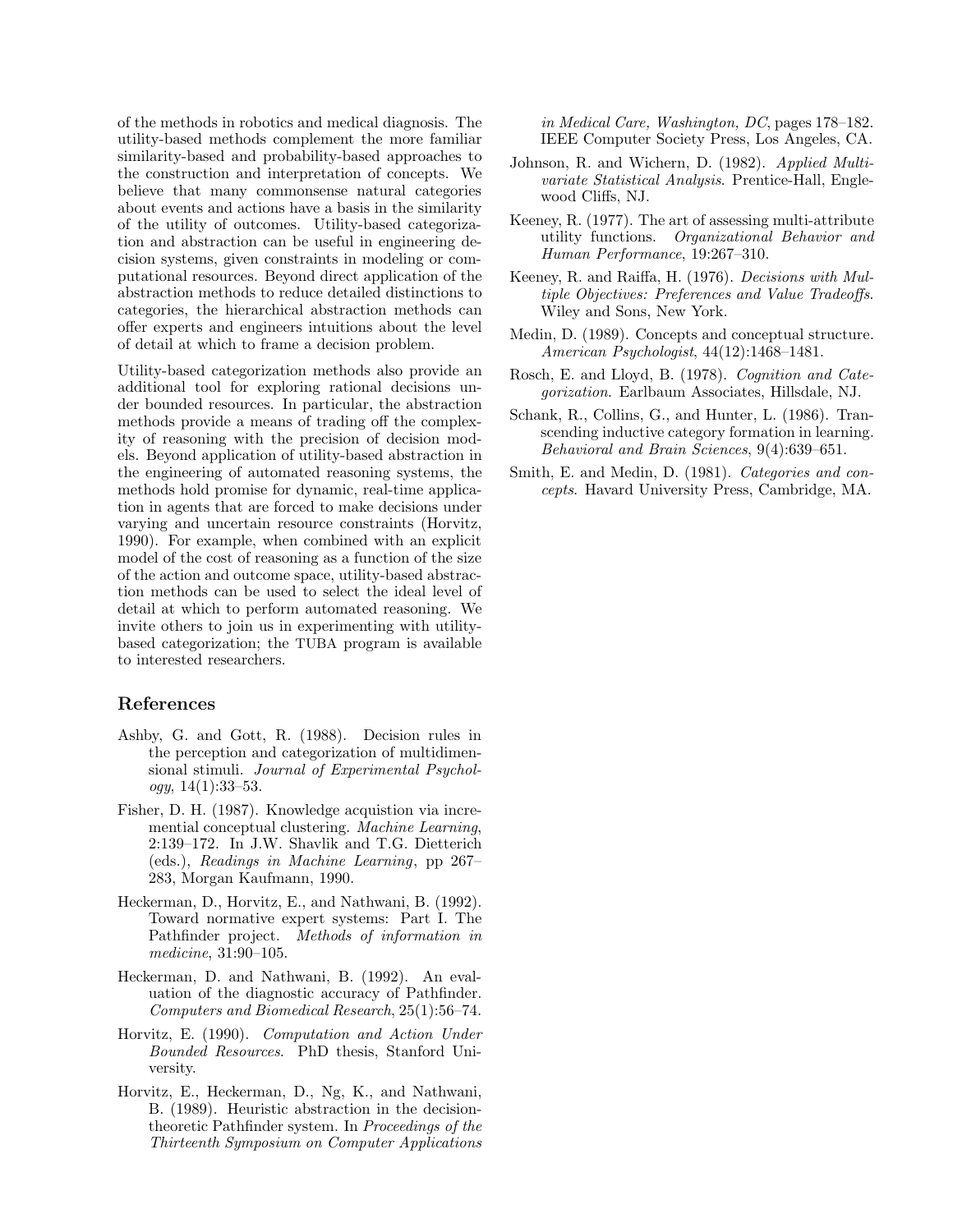of the methods in robotics and medical diagnosis. The utility-based methods complement the more familiar similarity-based and probability-based approaches to the construction and interpretation of concepts. We believe that many commonsense natural categories about events and actions have a basis in the similarity of the utility of outcomes. Utility-based categorization and abstraction can be useful in engineering decision systems, given constraints in modeling or computational resources. Beyond direct application of the abstraction methods to reduce detailed distinctions to categories, the hierarchical abstraction methods can offer experts and engineers intuitions about the level of detail at which to frame a decision problem.

Utility-based categorization methods also provide an additional tool for exploring rational decisions under bounded resources. In particular, the abstraction methods provide a means of trading off the complexity of reasoning with the precision of decision models. Beyond application of utility-based abstraction in the engineering of automated reasoning systems, the methods hold promise for dynamic, real-time application in agents that are forced to make decisions under varying and uncertain resource constraints (Horvitz, 1990). For example, when combined with an explicit model of the cost of reasoning as a function of the size of the action and outcome space, utility-based abstraction methods can be used to select the ideal level of detail at which to perform automated reasoning. We invite others to join us in experimenting with utility-based categorization; the TUBA program is available to interested researchers.

## References

Ashby, G. and Gott, R. (1988). Decision rules in the perception and categorization of multidimensional stimuli. *Journal of Experimental Psychology*, 14(1):33–53.

Fisher, D. H. (1987). Knowledge acquistion via incremential conceptual clustering. *Machine Learning*, 2:139–172. In J.W. Shavlik and T.G. Dietterich (eds.), *Readings in Machine Learning*, pp 267–283, Morgan Kaufmann, 1990.

Heckerman, D., Horvitz, E., and Nathwani, B. (1992). Toward normative expert systems: Part I. The Pathfinder project. *Methods of information in medicine*, 31:90–105.

Heckerman, D. and Nathwani, B. (1992). An evaluation of the diagnostic accuracy of Pathfinder. *Computers and Biomedical Research*, 25(1):56–74.

Horvitz, E. (1990). *Computation and Action Under Bounded Resources*. PhD thesis, Stanford University.

Horvitz, E., Heckerman, D., Ng, K., and Nathwani, B. (1989). Heuristic abstraction in the decision-theoretic Pathfinder system. In *Proceedings of the Thirteenth Symposium on Computer Applications in Medical Care, Washington, DC*, pages 178–182. IEEE Computer Society Press, Los Angeles, CA.

Johnson, R. and Wichern, D. (1982). *Applied Multivariate Statistical Analysis*. Prentice-Hall, Englewood Cliffs, NJ.

Keeney, R. (1977). The art of assessing multi-attribute utility functions. *Organizational Behavior and Human Performance*, 19:267–310.

Keeney, R. and Raiffa, H. (1976). *Decisions with Multiple Objectives: Preferences and Value Tradeoffs*. Wiley and Sons, New York.

Medin, D. (1989). Concepts and conceptual structure. *American Psychologist*, 44(12):1468–1481.

Rosch, E. and Lloyd, B. (1978). *Cognition and Categorization*. Earlbaum Associates, Hillsdale, NJ.

Schank, R., Collins, G., and Hunter, L. (1986). Transcending inductive category formation in learning. *Behavioral and Brain Sciences*, 9(4):639–651.

Smith, E. and Medin, D. (1981). *Categories and concepts*. Havard University Press, Cambridge, MA.